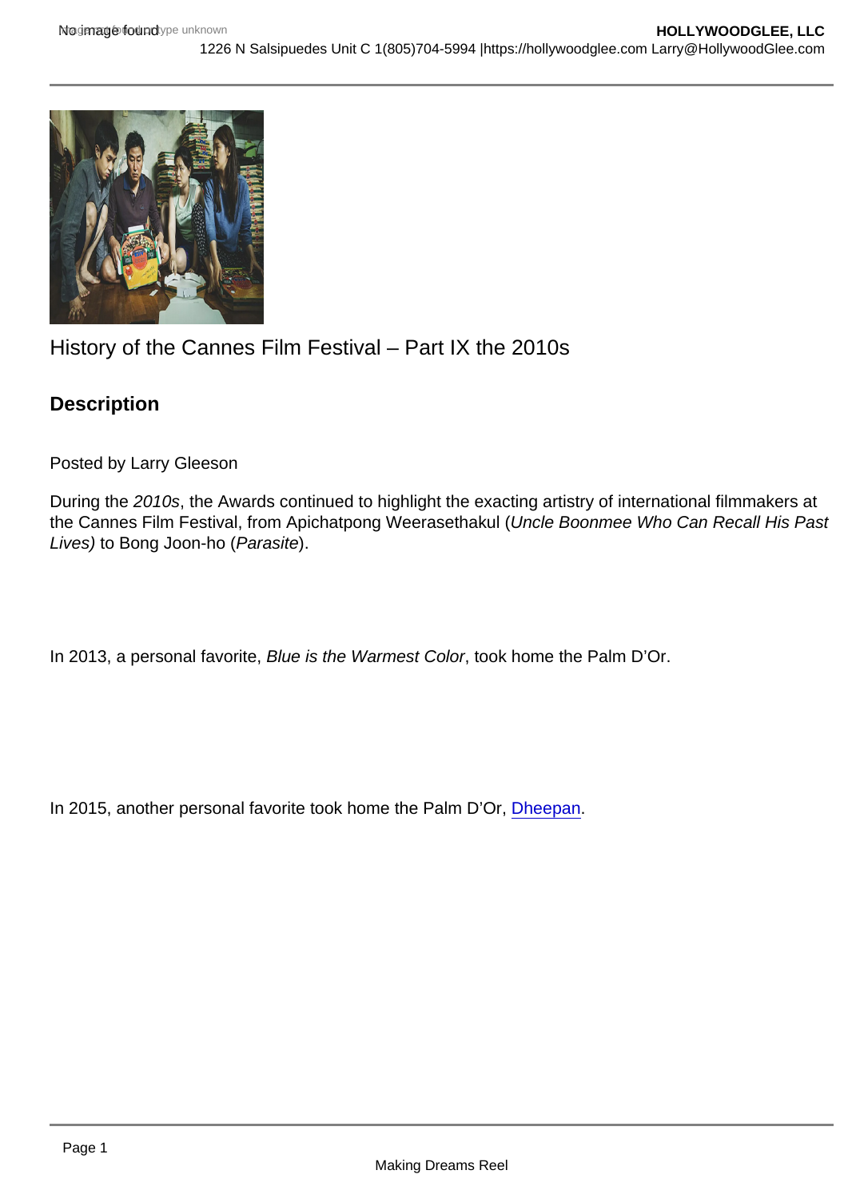# History of the Cannes Film Festival – Part IX the 2010s

## Description

Posted by Larry Gleeson

During the *2010s*, the Awards continued to highlight the exacting artistry of international filmmakers at the Cannes Film Festival, from Apichatpong Weerasethakul (*Uncle Boonmee Who Can Recall His Past Lives)* to Bong Joon-ho (*Parasite*).

In 2013, a personal favorite, *Blue is the Warmest Color*, took home the Palm D'Or.

In 2015, another personal favorite took home the Palm D'Or, Dheepan.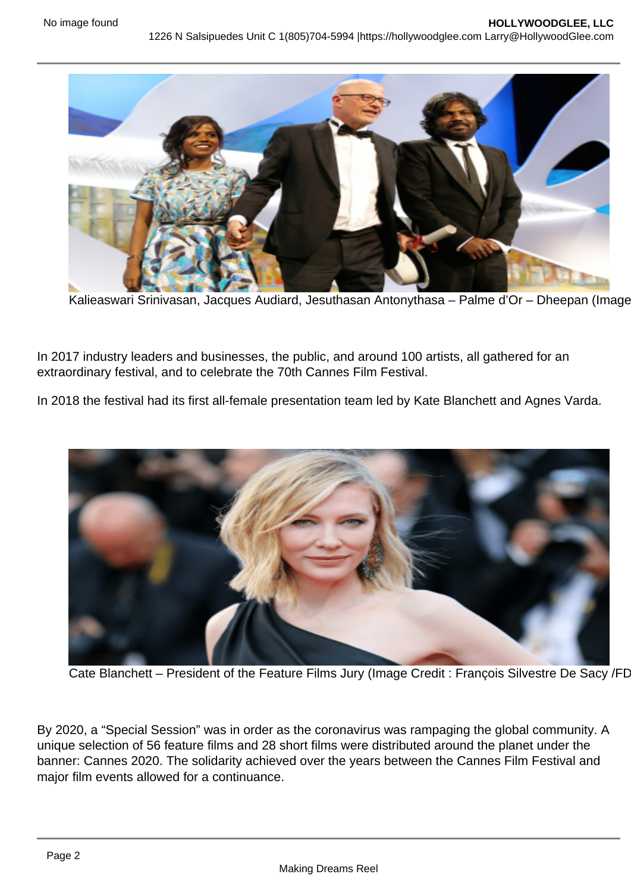Kalieaswari Srinivasan, Jacques Audiard, Jesuthasan Antonythasa – Palme d'Or – Dheepan (Image

In 2017 industry leaders and businesses, the public, and around 100 artists, all gathered for an extraordinary festival, and to celebrate the 70th Cannes Film Festival.

In 2018 the festival had its first all-female presentation team led by Kate Blanchett and Agnes Varda.

Cate Blanchett – President of the Feature Films Jury (Image Credit : François Silvestre De Sacy /FD

By 2020, a "Special Session" was in order as the coronavirus was rampaging the global community. A unique selection of 56 feature films and 28 short films were distributed around the planet under the banner: Cannes 2020. The solidarity achieved over the years between the Cannes Film Festival and major film events allowed for a continuance.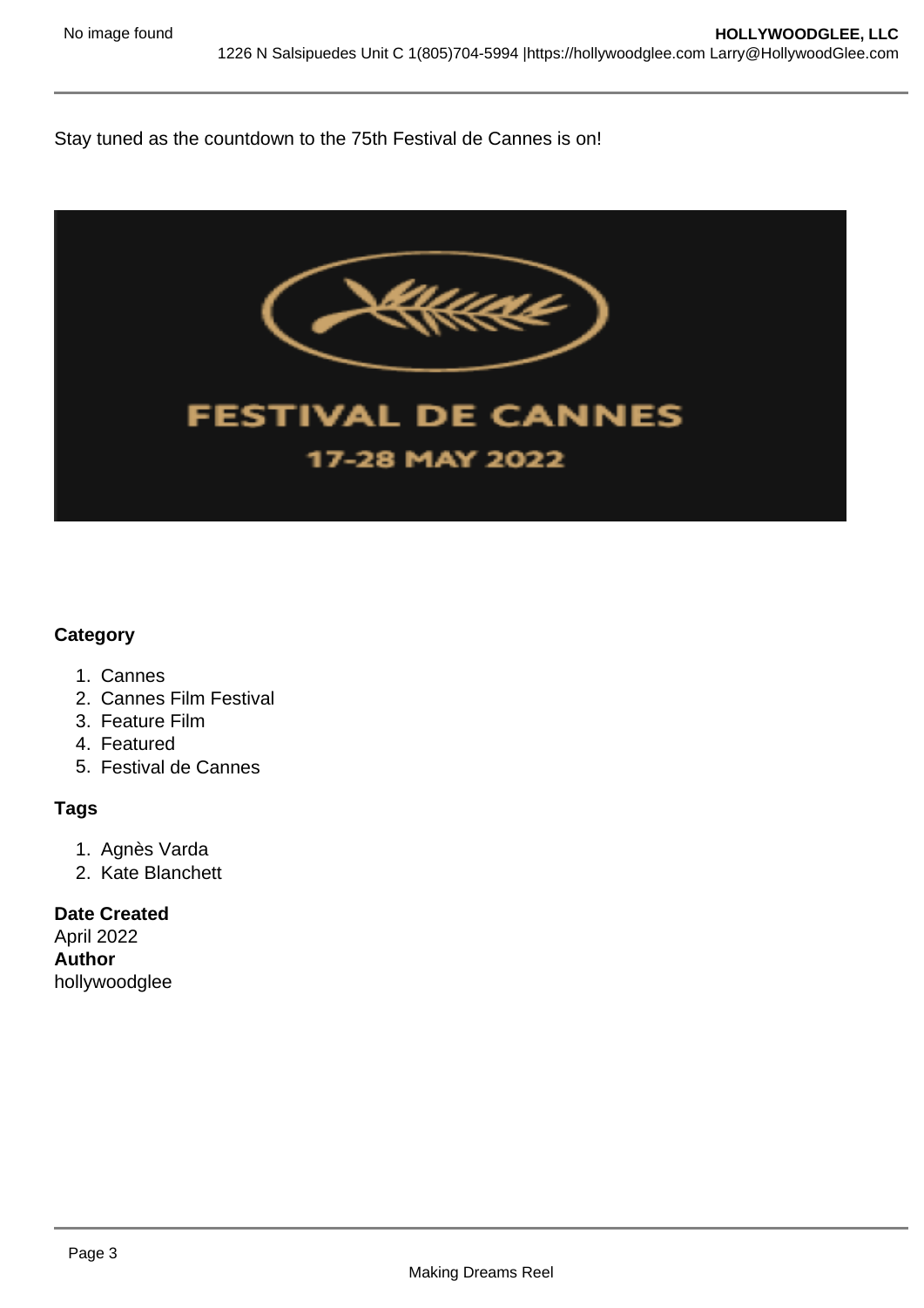Stay tuned as the countdown to the 75th Festival de Cannes is on!

**Category**

1. Cannes
2. Cannes Film Festival
3. Feature Film
4. Featured
5. Festival de Cannes

**Tags**

1. Agnès Varda
2. Kate Blanchett

**Date Created**
April 2022
**Author**
hollywoodglee